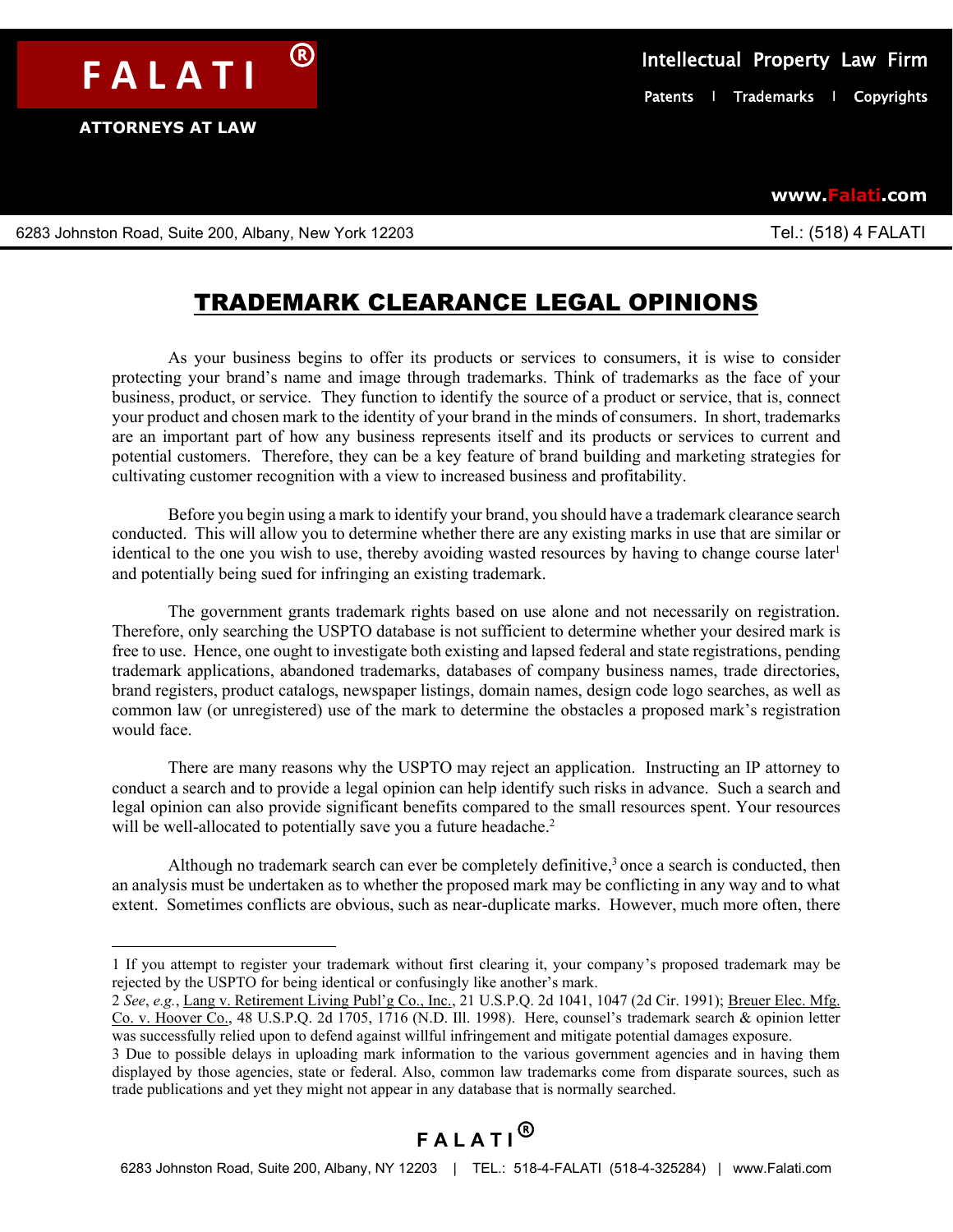# TRADEMARK CLEARANCE LEGAL OPINIONS

As your business begins to offer its products or services to consumers, it is wise to consider protecting your brand's name and image through trademarks. Think of trademarks as the face of your business, product, or service. They function to identify the source of a product or service, that is, connect your product and chosen mark to the identity of your brand in the minds of consumers. In short, trademarks are an important part of how any business represents itself and its products or services to current and potential customers. Therefore, they can be a key feature of brand building and marketing strategies for cultivating customer recognition with a view to increased business and profitability.

Before you begin using a mark to identify your brand, you should have a trademark clearance search conducted. This will allow you to determine whether there are any existing marks in use that are similar or identical to the one you wish to use, thereby avoiding wasted resources by having to change course later[1] and potentially being sued for infringing an existing trademark.

The government grants trademark rights based on use alone and not necessarily on registration. Therefore, only searching the USPTO database is not sufficient to determine whether your desired mark is free to use. Hence, one ought to investigate both existing and lapsed federal and state registrations, pending trademark applications, abandoned trademarks, databases of company business names, trade directories, brand registers, product catalogs, newspaper listings, domain names, design code logo searches, as well as common law (or unregistered) use of the mark to determine the obstacles a proposed mark's registration would face.

There are many reasons why the USPTO may reject an application. Instructing an IP attorney to conduct a search and to provide a legal opinion can help identify such risks in advance. Such a search and legal opinion can also provide significant benefits compared to the small resources spent. Your resources will be well-allocated to potentially save you a future headache.[2]

Although no trademark search can ever be completely definitive,[3] once a search is conducted, then an analysis must be undertaken as to whether the proposed mark may be conflicting in any way and to what extent. Sometimes conflicts are obvious, such as near-duplicate marks. However, much more often, there

---

1 If you attempt to register your trademark without first clearing it, your company's proposed trademark may be rejected by the USPTO for being identical or confusingly like another's mark.

2 *See*, *e.g.*, Lang v. Retirement Living Publ'g Co., Inc., 21 U.S.P.Q. 2d 1041, 1047 (2d Cir. 1991); Breuer Elec. Mfg. Co. v. Hoover Co., 48 U.S.P.Q. 2d 1705, 1716 (N.D. Ill. 1998). Here, counsel's trademark search & opinion letter was successfully relied upon to defend against willful infringement and mitigate potential damages exposure.

3 Due to possible delays in uploading mark information to the various government agencies and in having them displayed by those agencies, state or federal. Also, common law trademarks come from disparate sources, such as trade publications and yet they might not appear in any database that is normally searched.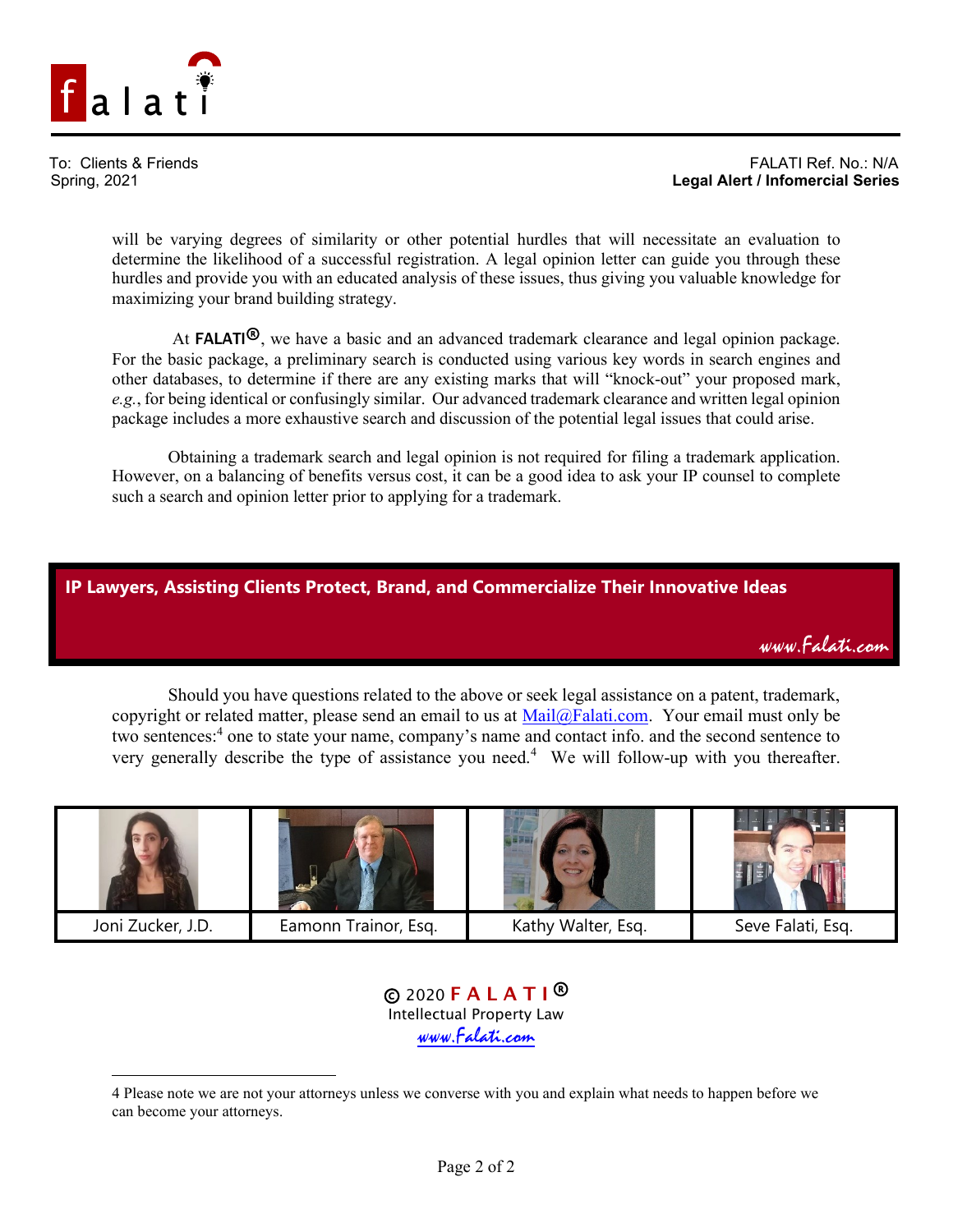To: Clients & Friends
Spring, 2021

FALATI Ref. No.: N/A
**Legal Alert / Infomercial Series**

will be varying degrees of similarity or other potential hurdles that will necessitate an evaluation to determine the likelihood of a successful registration. A legal opinion letter can guide you through these hurdles and provide you with an educated analysis of these issues, thus giving you valuable knowledge for maximizing your brand building strategy.

At **FALATI®**, we have a basic and an advanced trademark clearance and legal opinion package. For the basic package, a preliminary search is conducted using various key words in search engines and other databases, to determine if there are any existing marks that will "knock-out" your proposed mark, *e.g.*, for being identical or confusingly similar. Our advanced trademark clearance and written legal opinion package includes a more exhaustive search and discussion of the potential legal issues that could arise.

Obtaining a trademark search and legal opinion is not required for filing a trademark application. However, on a balancing of benefits versus cost, it can be a good idea to ask your IP counsel to complete such a search and opinion letter prior to applying for a trademark.

**IP Lawyers, Assisting Clients Protect, Brand, and Commercialize Their Innovative Ideas**

www.Falati.com

Should you have questions related to the above or seek legal assistance on a patent, trademark, copyright or related matter, please send an email to us at Mail@Falati.com. Your email must only be two sentences:[4] one to state your name, company's name and contact info. and the second sentence to very generally describe the type of assistance you need.[4] We will follow-up with you thereafter.

| | | | |
|---|---|---|---|
| Joni Zucker, J.D. | Eamonn Trainor, Esq. | Kathy Walter, Esq. | Seve Falati, Esq. |

© 2020 **FALATI®**
Intellectual Property Law
www.Falati.com

4 Please note we are not your attorneys unless we converse with you and explain what needs to happen before we can become your attorneys.